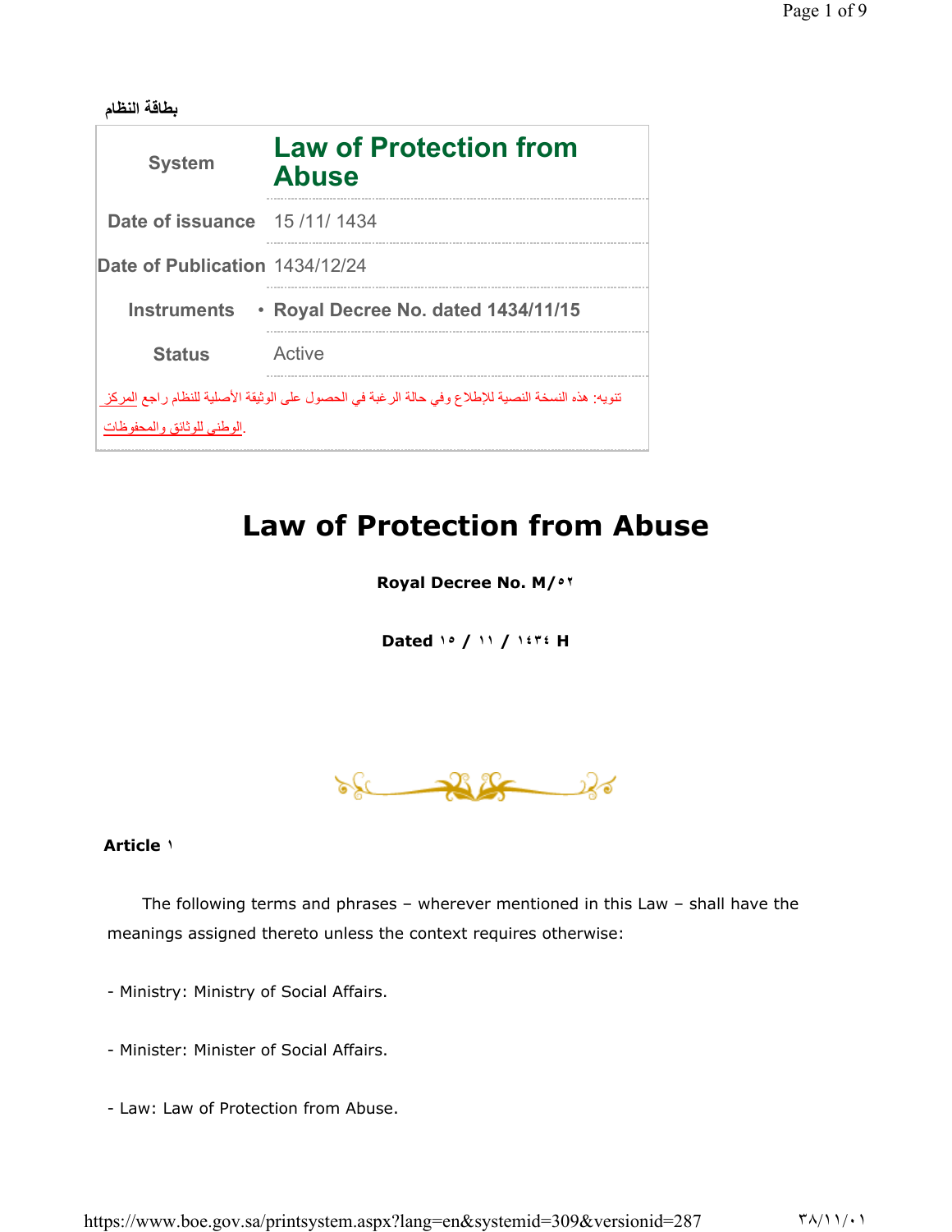بطاقة النظام

| System | Law of Protection from Abuse |
| --- | --- |
| Date of issuance | 15 /11/ 1434 |
| Date of Publication | 1434/12/24 |
| Instruments | • Royal Decree No. dated 1434/11/15 |
| Status | Active |

تنويه: هذه النسخة النصية للإطلاع وفي حالة الرغبة في الحصول على الوثيقة الأصلية للنظام راجع المركز الوطني للوثائق والمحفوظات.

# Law of Protection from Abuse

**Royal Decree No. M/٥٢**

**Dated ١٥ / ١١ / ١٤٣٤ H**

**Article ١**

The following terms and phrases – wherever mentioned in this Law – shall have the meanings assigned thereto unless the context requires otherwise:

- Ministry: Ministry of Social Affairs.

- Minister: Minister of Social Affairs.

- Law: Law of Protection from Abuse.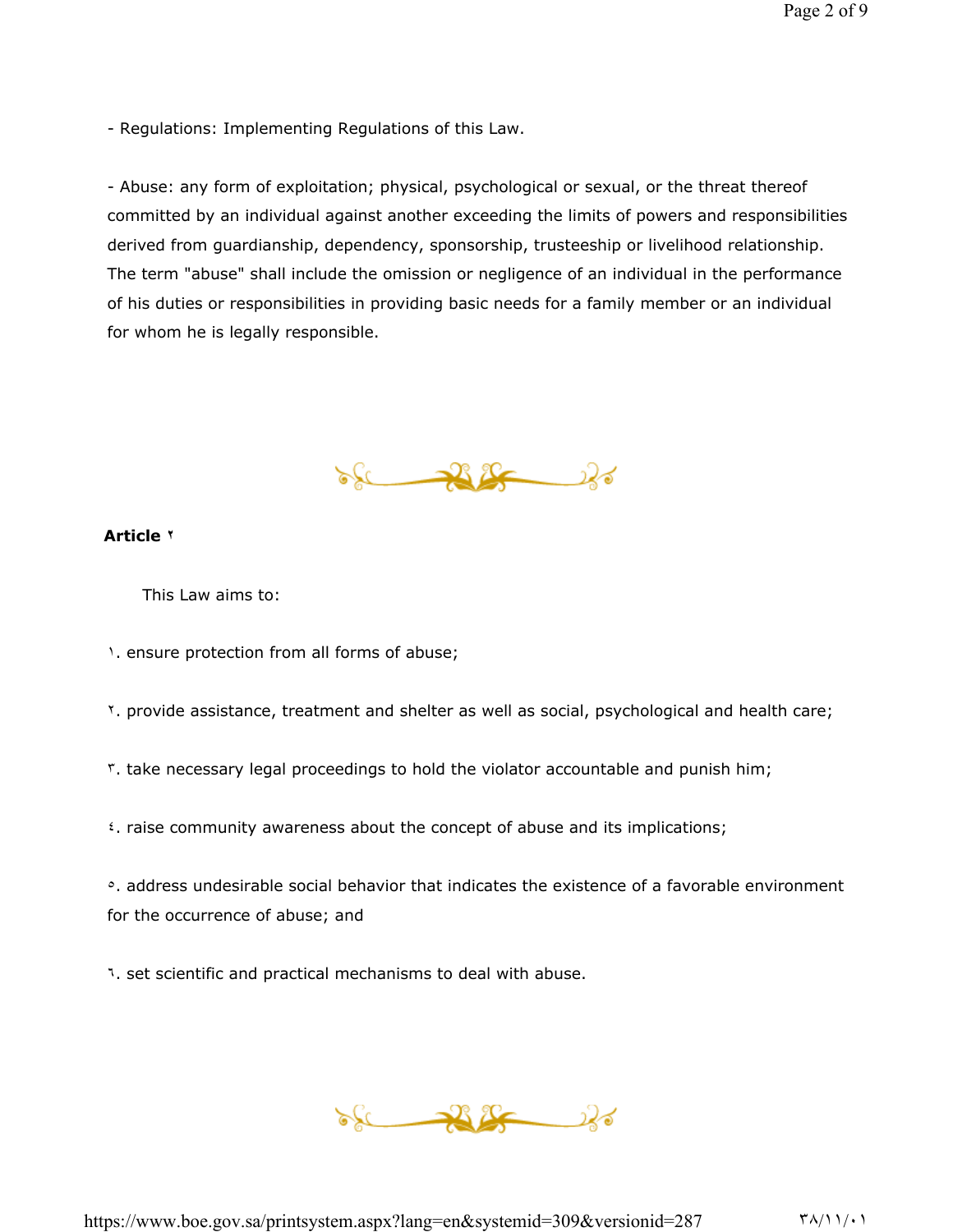- Regulations: Implementing Regulations of this Law.

- Abuse: any form of exploitation; physical, psychological or sexual, or the threat thereof committed by an individual against another exceeding the limits of powers and responsibilities derived from guardianship, dependency, sponsorship, trusteeship or livelihood relationship. The term "abuse" shall include the omission or negligence of an individual in the performance of his duties or responsibilities in providing basic needs for a family member or an individual for whom he is legally responsible.

**Article ٢**

This Law aims to:

١. ensure protection from all forms of abuse;

٢. provide assistance, treatment and shelter as well as social, psychological and health care;

٣. take necessary legal proceedings to hold the violator accountable and punish him;

٤. raise community awareness about the concept of abuse and its implications;

٥. address undesirable social behavior that indicates the existence of a favorable environment for the occurrence of abuse; and

٦. set scientific and practical mechanisms to deal with abuse.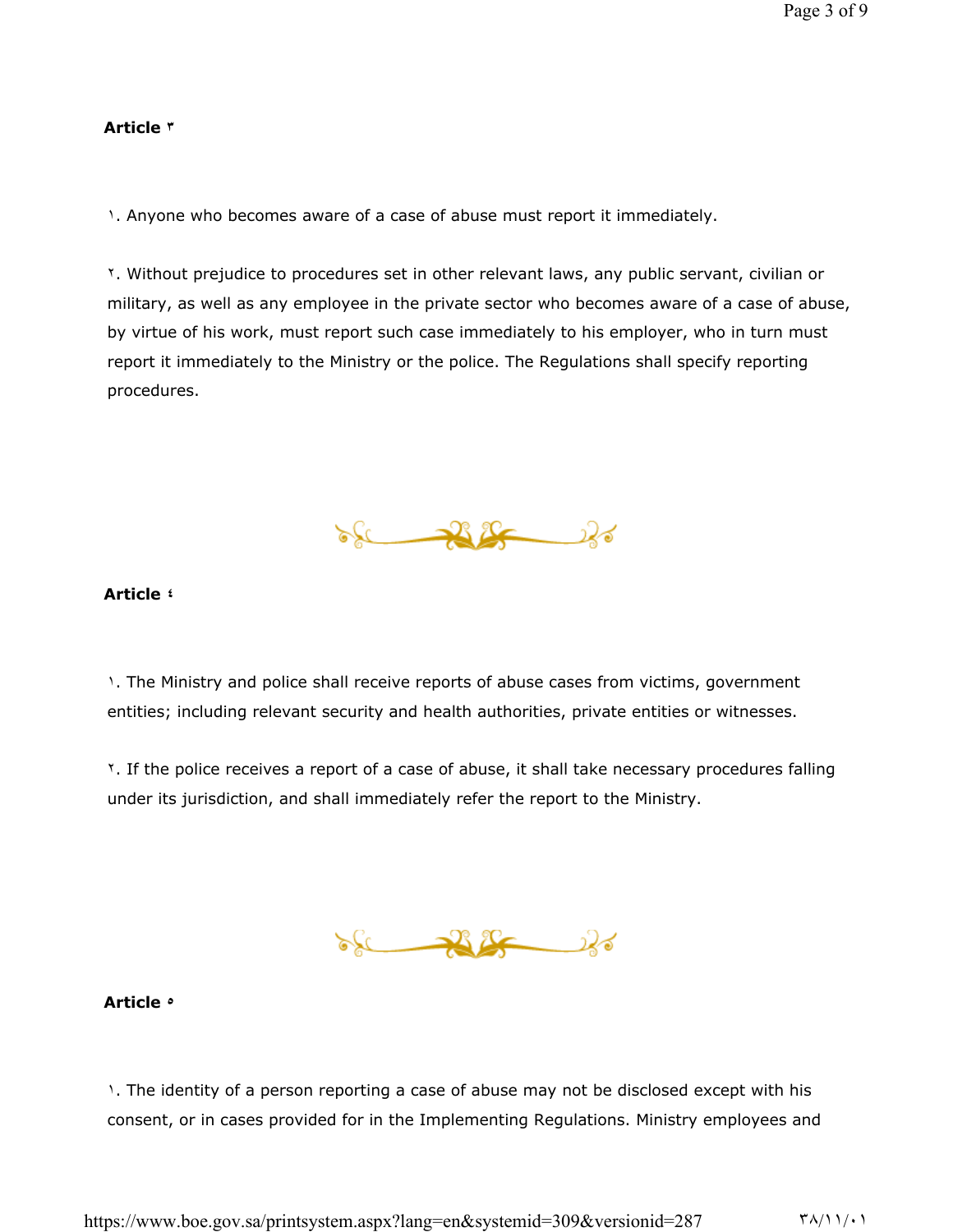**Article ٣**

١. Anyone who becomes aware of a case of abuse must report it immediately.

٢. Without prejudice to procedures set in other relevant laws, any public servant, civilian or military, as well as any employee in the private sector who becomes aware of a case of abuse, by virtue of his work, must report such case immediately to his employer, who in turn must report it immediately to the Ministry or the police. The Regulations shall specify reporting procedures.

**Article ٤**

١. The Ministry and police shall receive reports of abuse cases from victims, government entities; including relevant security and health authorities, private entities or witnesses.

٢. If the police receives a report of a case of abuse, it shall take necessary procedures falling under its jurisdiction, and shall immediately refer the report to the Ministry.

**Article ٥**

١. The identity of a person reporting a case of abuse may not be disclosed except with his consent, or in cases provided for in the Implementing Regulations. Ministry employees and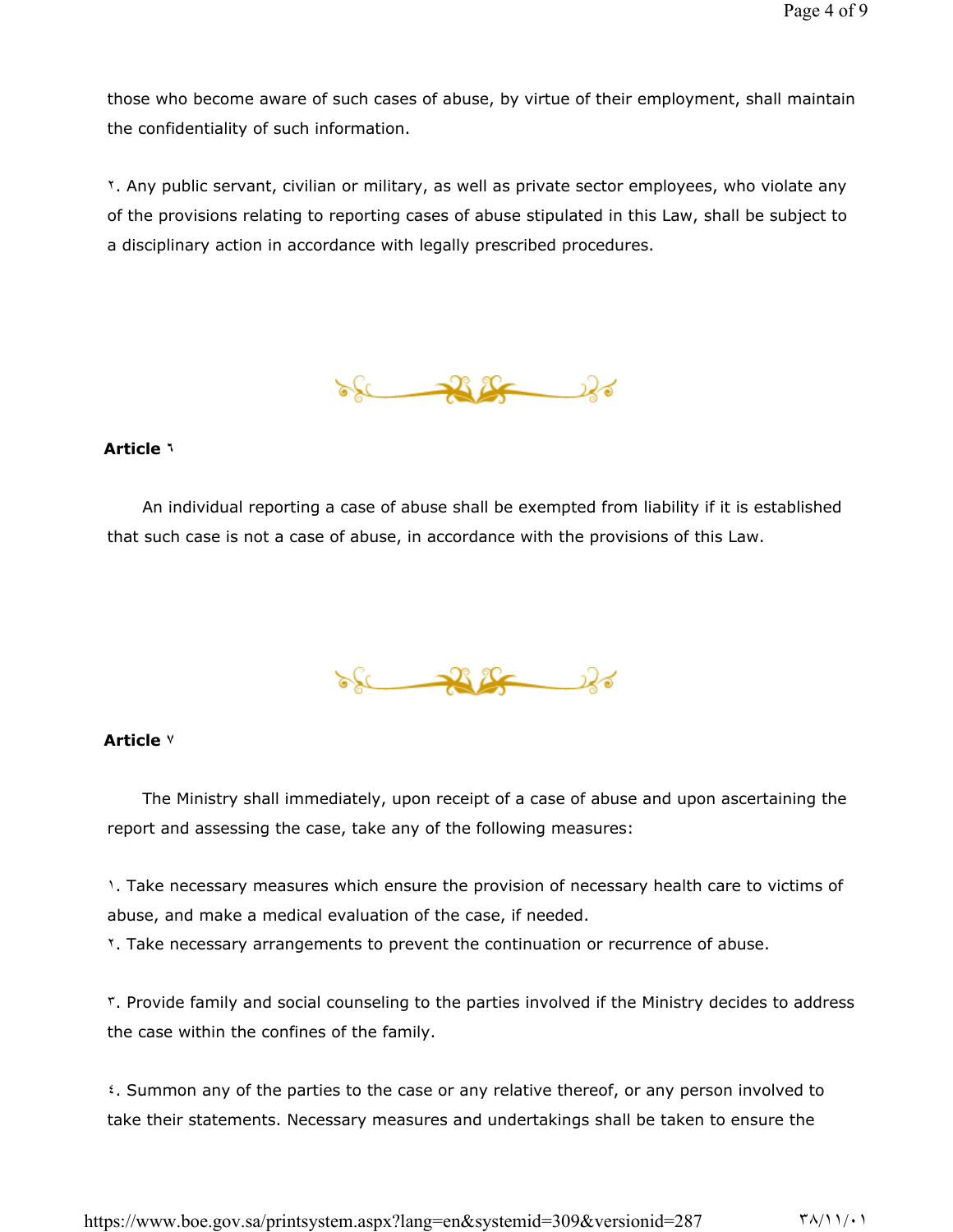those who become aware of such cases of abuse, by virtue of their employment, shall maintain the confidentiality of such information.

٢. Any public servant, civilian or military, as well as private sector employees, who violate any of the provisions relating to reporting cases of abuse stipulated in this Law, shall be subject to a disciplinary action in accordance with legally prescribed procedures.

**Article ٦**

An individual reporting a case of abuse shall be exempted from liability if it is established that such case is not a case of abuse, in accordance with the provisions of this Law.

**Article ٧**

The Ministry shall immediately, upon receipt of a case of abuse and upon ascertaining the report and assessing the case, take any of the following measures:

١. Take necessary measures which ensure the provision of necessary health care to victims of abuse, and make a medical evaluation of the case, if needed.

٢. Take necessary arrangements to prevent the continuation or recurrence of abuse.

٣. Provide family and social counseling to the parties involved if the Ministry decides to address the case within the confines of the family.

٤. Summon any of the parties to the case or any relative thereof, or any person involved to take their statements. Necessary measures and undertakings shall be taken to ensure the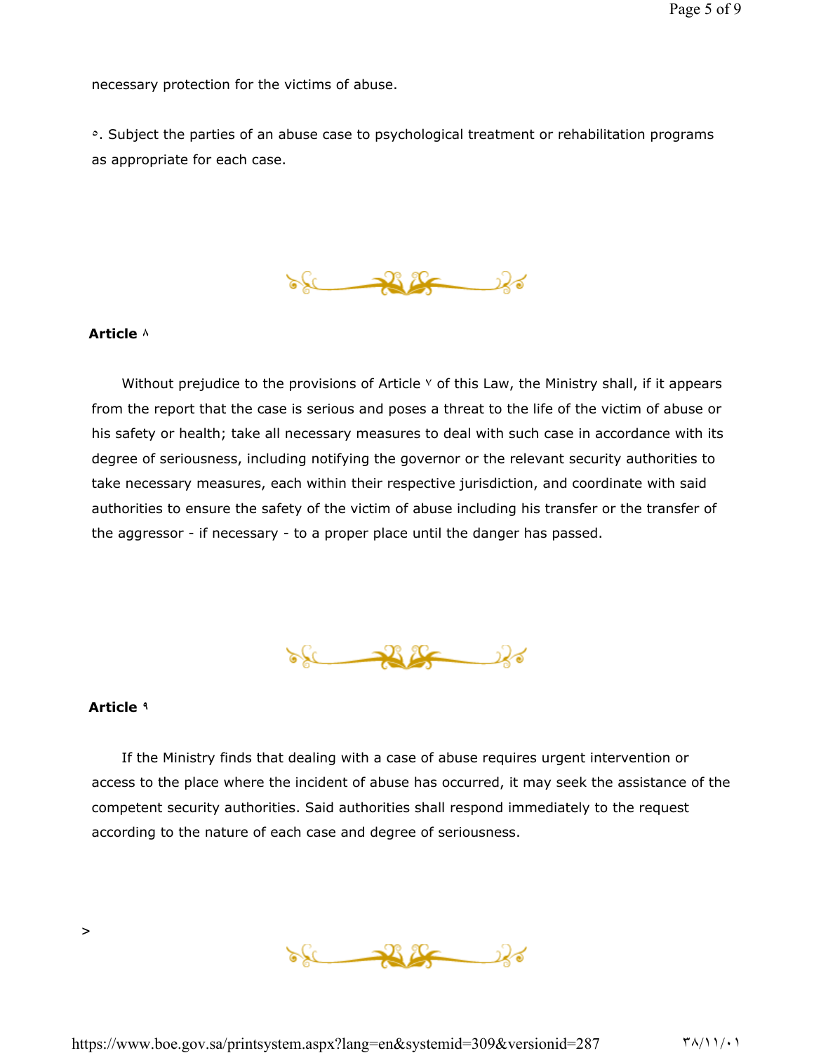necessary protection for the victims of abuse.

٥. Subject the parties of an abuse case to psychological treatment or rehabilitation programs as appropriate for each case.

**Article ٨**

Without prejudice to the provisions of Article ٧ of this Law, the Ministry shall, if it appears from the report that the case is serious and poses a threat to the life of the victim of abuse or his safety or health; take all necessary measures to deal with such case in accordance with its degree of seriousness, including notifying the governor or the relevant security authorities to take necessary measures, each within their respective jurisdiction, and coordinate with said authorities to ensure the safety of the victim of abuse including his transfer or the transfer of the aggressor - if necessary - to a proper place until the danger has passed.

**Article ٩**

If the Ministry finds that dealing with a case of abuse requires urgent intervention or access to the place where the incident of abuse has occurred, it may seek the assistance of the competent security authorities. Said authorities shall respond immediately to the request according to the nature of each case and degree of seriousness.

>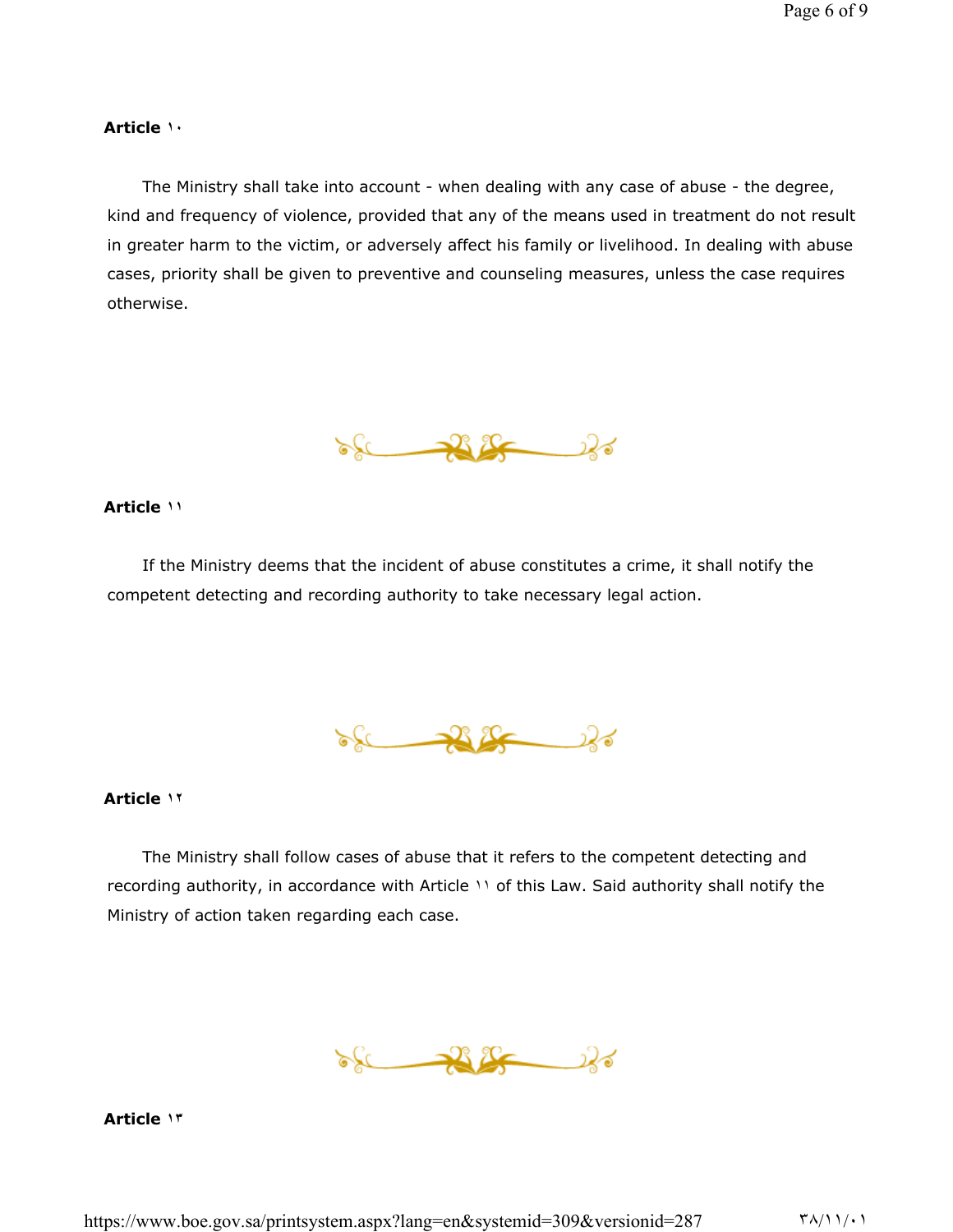**Article ١٠**

The Ministry shall take into account - when dealing with any case of abuse - the degree, kind and frequency of violence, provided that any of the means used in treatment do not result in greater harm to the victim, or adversely affect his family or livelihood. In dealing with abuse cases, priority shall be given to preventive and counseling measures, unless the case requires otherwise.

**Article ١١**

If the Ministry deems that the incident of abuse constitutes a crime, it shall notify the competent detecting and recording authority to take necessary legal action.

**Article ١٢**

The Ministry shall follow cases of abuse that it refers to the competent detecting and recording authority, in accordance with Article ١١ of this Law. Said authority shall notify the Ministry of action taken regarding each case.

**Article ١٣**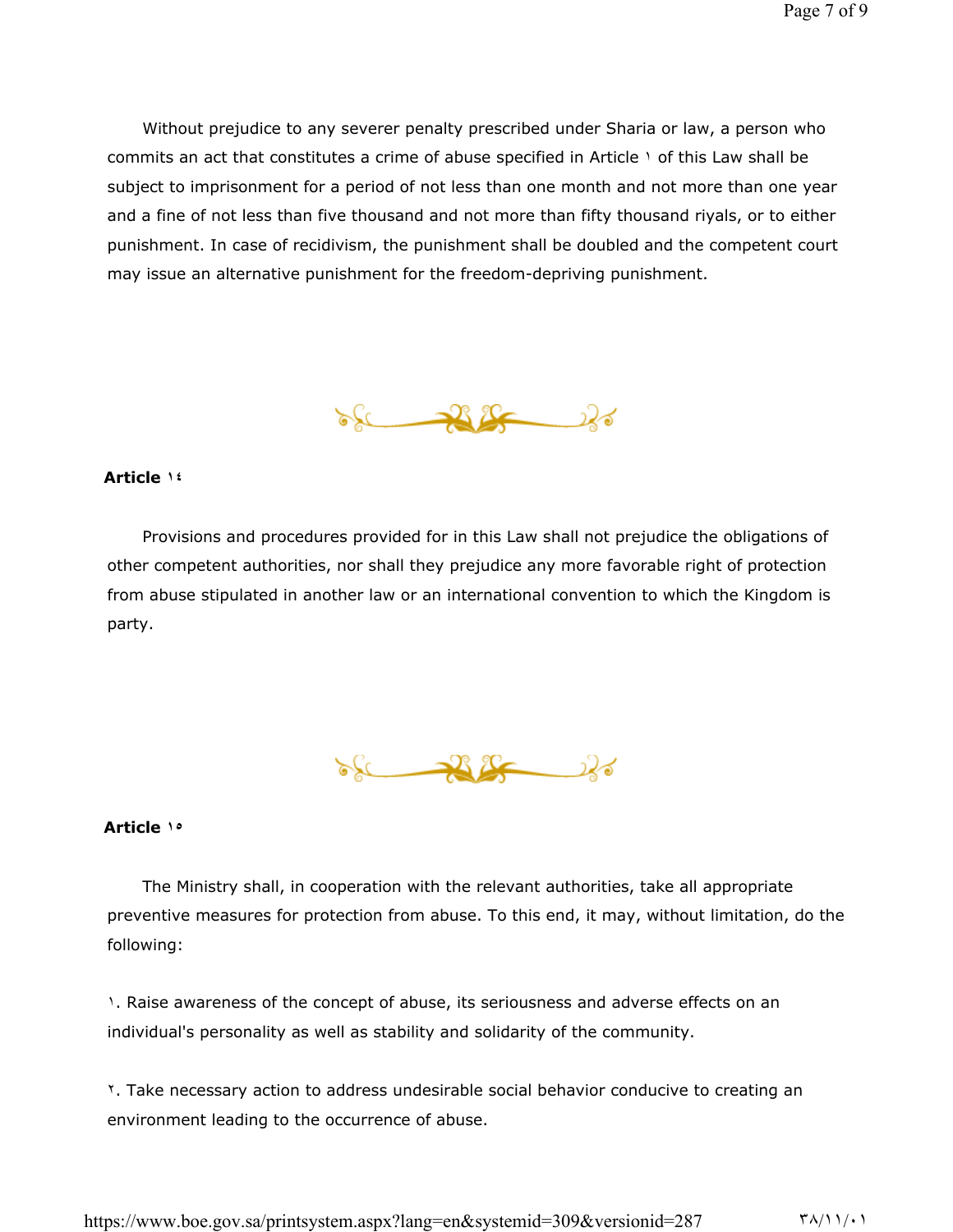Without prejudice to any severer penalty prescribed under Sharia or law, a person who commits an act that constitutes a crime of abuse specified in Article ١ of this Law shall be subject to imprisonment for a period of not less than one month and not more than one year and a fine of not less than five thousand and not more than fifty thousand riyals, or to either punishment. In case of recidivism, the punishment shall be doubled and the competent court may issue an alternative punishment for the freedom-depriving punishment.

**Article ١٤**

Provisions and procedures provided for in this Law shall not prejudice the obligations of other competent authorities, nor shall they prejudice any more favorable right of protection from abuse stipulated in another law or an international convention to which the Kingdom is party.

**Article ١٥**

The Ministry shall, in cooperation with the relevant authorities, take all appropriate preventive measures for protection from abuse. To this end, it may, without limitation, do the following:

١. Raise awareness of the concept of abuse, its seriousness and adverse effects on an individual's personality as well as stability and solidarity of the community.

٢. Take necessary action to address undesirable social behavior conducive to creating an environment leading to the occurrence of abuse.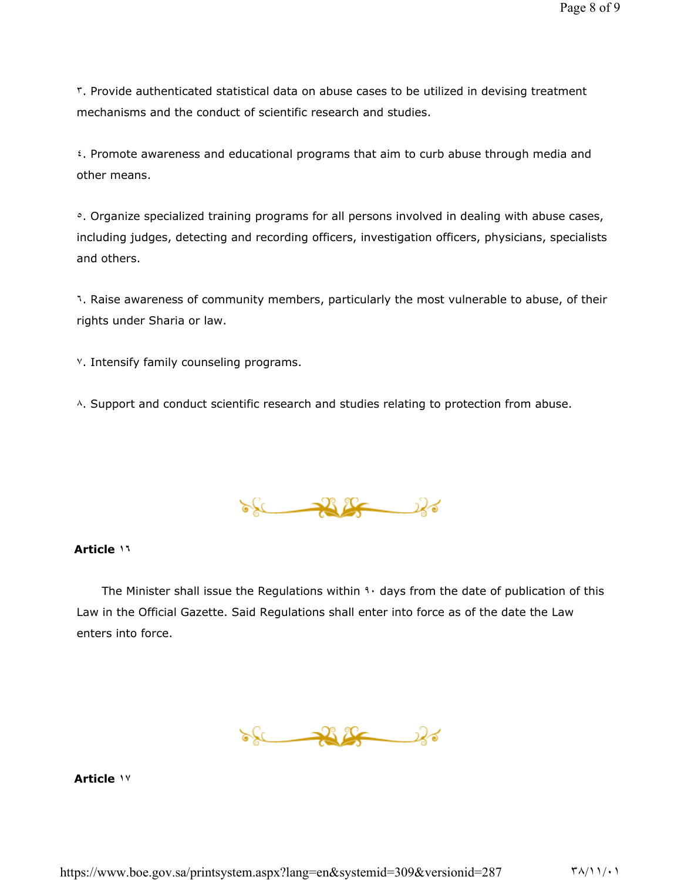٣. Provide authenticated statistical data on abuse cases to be utilized in devising treatment mechanisms and the conduct of scientific research and studies.

٤. Promote awareness and educational programs that aim to curb abuse through media and other means.

٥. Organize specialized training programs for all persons involved in dealing with abuse cases, including judges, detecting and recording officers, investigation officers, physicians, specialists and others.

٦. Raise awareness of community members, particularly the most vulnerable to abuse, of their rights under Sharia or law.

٧. Intensify family counseling programs.

٨. Support and conduct scientific research and studies relating to protection from abuse.

**Article ١٦**

The Minister shall issue the Regulations within ٩٠ days from the date of publication of this Law in the Official Gazette. Said Regulations shall enter into force as of the date the Law enters into force.

**Article ١٧**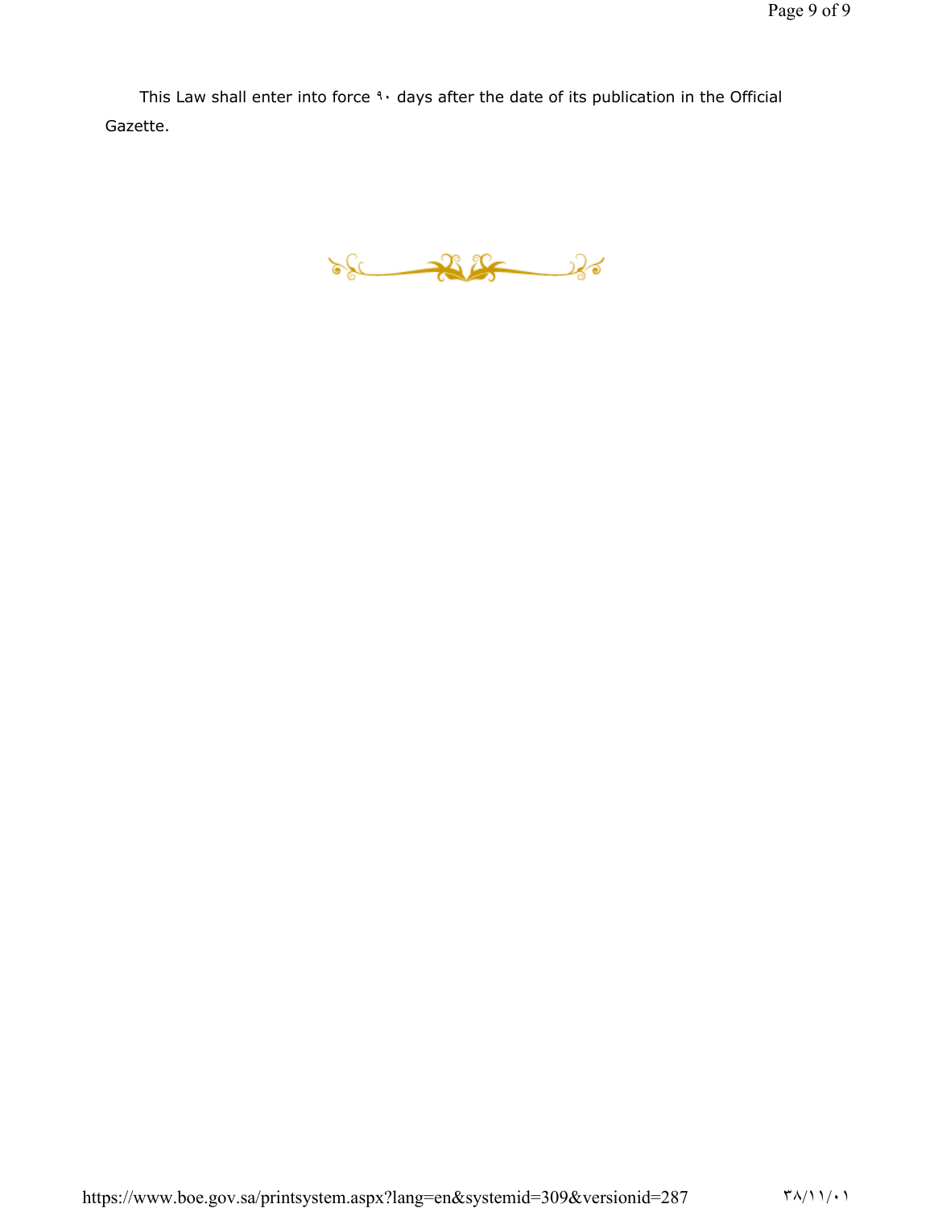This Law shall enter into force ٩٠ days after the date of its publication in the Official Gazette.